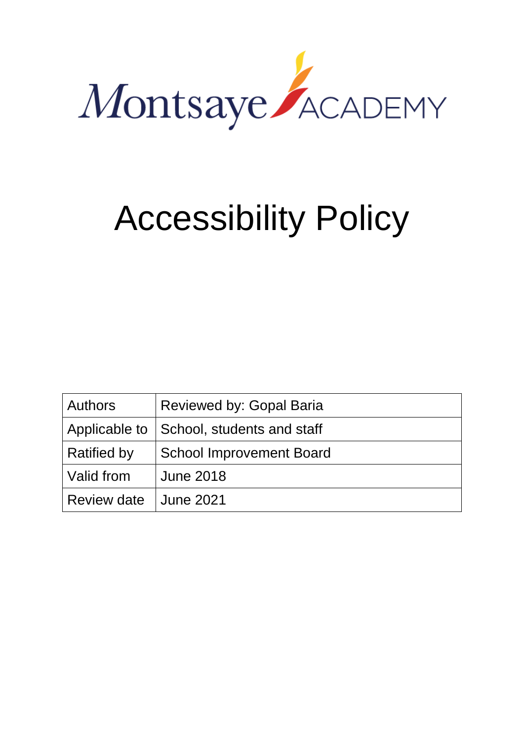Montsaye ACADEMY

# Accessibility Policy

| Authors | Reviewed by: Gopal Baria |
|---|---|
| Applicable to | School, students and staff |
| Ratified by | School Improvement Board |
| Valid from | June 2018 |
| Review date | June 2021 |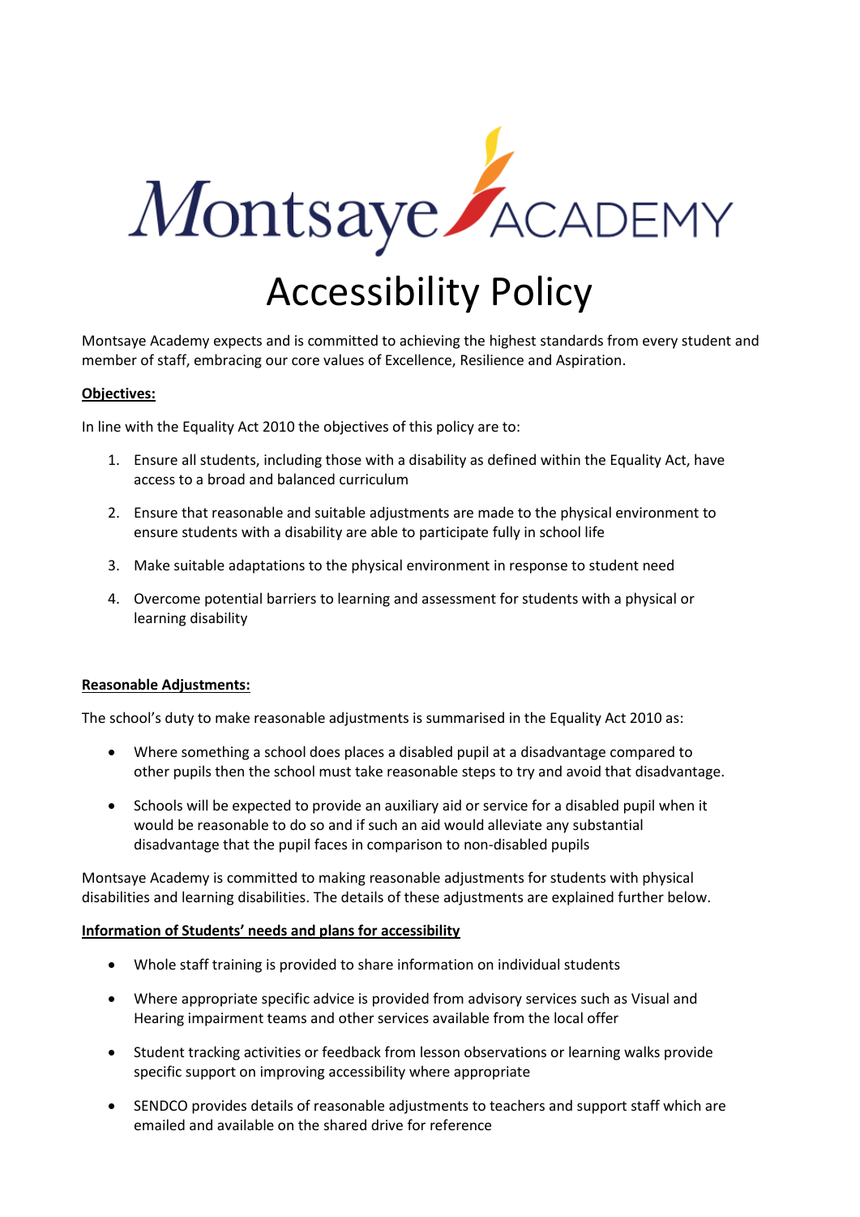# Accessibility Policy

Montsaye Academy expects and is committed to achieving the highest standards from every student and member of staff, embracing our core values of Excellence, Resilience and Aspiration.

**Objectives:**

In line with the Equality Act 2010 the objectives of this policy are to:

1. Ensure all students, including those with a disability as defined within the Equality Act, have access to a broad and balanced curriculum
2. Ensure that reasonable and suitable adjustments are made to the physical environment to ensure students with a disability are able to participate fully in school life
3. Make suitable adaptations to the physical environment in response to student need
4. Overcome potential barriers to learning and assessment for students with a physical or learning disability

**Reasonable Adjustments:**

The school's duty to make reasonable adjustments is summarised in the Equality Act 2010 as:

- Where something a school does places a disabled pupil at a disadvantage compared to other pupils then the school must take reasonable steps to try and avoid that disadvantage.
- Schools will be expected to provide an auxiliary aid or service for a disabled pupil when it would be reasonable to do so and if such an aid would alleviate any substantial disadvantage that the pupil faces in comparison to non-disabled pupils

Montsaye Academy is committed to making reasonable adjustments for students with physical disabilities and learning disabilities. The details of these adjustments are explained further below.

**Information of Students' needs and plans for accessibility**

- Whole staff training is provided to share information on individual students
- Where appropriate specific advice is provided from advisory services such as Visual and Hearing impairment teams and other services available from the local offer
- Student tracking activities or feedback from lesson observations or learning walks provide specific support on improving accessibility where appropriate
- SENDCO provides details of reasonable adjustments to teachers and support staff which are emailed and available on the shared drive for reference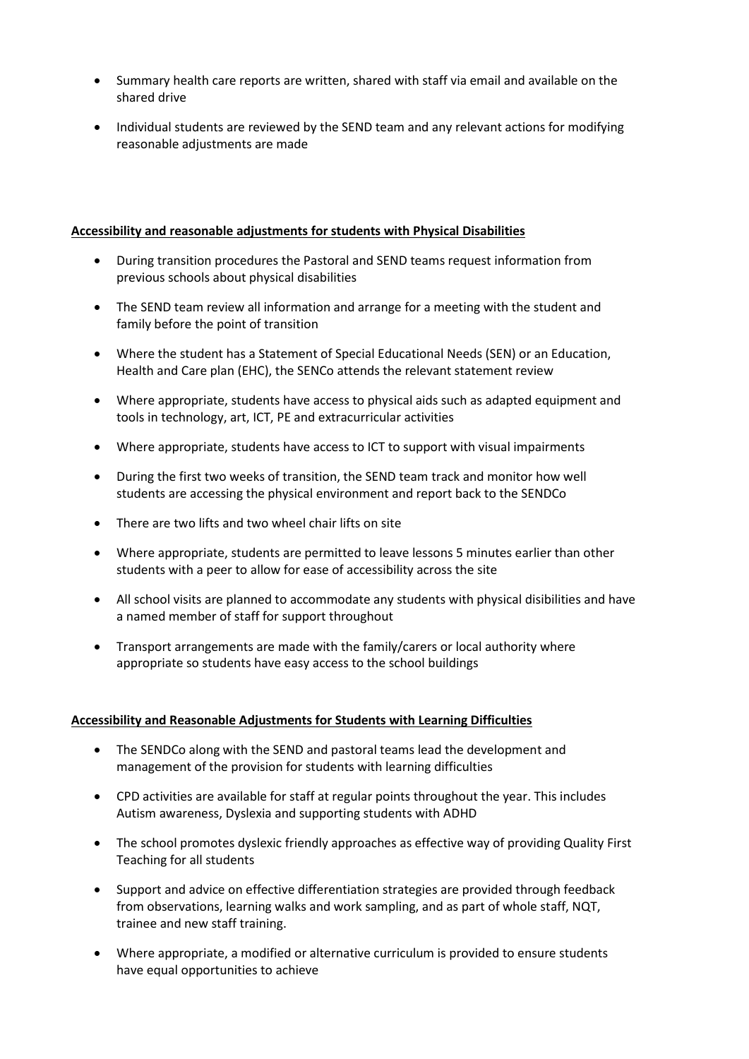- Summary health care reports are written, shared with staff via email and available on the shared drive
- Individual students are reviewed by the SEND team and any relevant actions for modifying reasonable adjustments are made

**Accessibility and reasonable adjustments for students with Physical Disabilities**

- During transition procedures the Pastoral and SEND teams request information from previous schools about physical disabilities
- The SEND team review all information and arrange for a meeting with the student and family before the point of transition
- Where the student has a Statement of Special Educational Needs (SEN) or an Education, Health and Care plan (EHC), the SENCo attends the relevant statement review
- Where appropriate, students have access to physical aids such as adapted equipment and tools in technology, art, ICT, PE and extracurricular activities
- Where appropriate, students have access to ICT to support with visual impairments
- During the first two weeks of transition, the SEND team track and monitor how well students are accessing the physical environment and report back to the SENDCo
- There are two lifts and two wheel chair lifts on site
- Where appropriate, students are permitted to leave lessons 5 minutes earlier than other students with a peer to allow for ease of accessibility across the site
- All school visits are planned to accommodate any students with physical disibilities and have a named member of staff for support throughout
- Transport arrangements are made with the family/carers or local authority where appropriate so students have easy access to the school buildings

**Accessibility and Reasonable Adjustments for Students with Learning Difficulties**

- The SENDCo along with the SEND and pastoral teams lead the development and management of the provision for students with learning difficulties
- CPD activities are available for staff at regular points throughout the year. This includes Autism awareness, Dyslexia and supporting students with ADHD
- The school promotes dyslexic friendly approaches as effective way of providing Quality First Teaching for all students
- Support and advice on effective differentiation strategies are provided through feedback from observations, learning walks and work sampling, and as part of whole staff, NQT, trainee and new staff training.
- Where appropriate, a modified or alternative curriculum is provided to ensure students have equal opportunities to achieve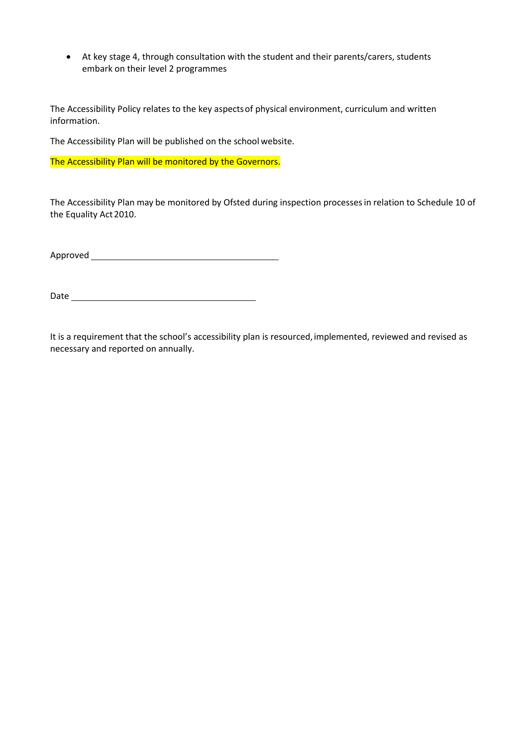- At key stage 4, through consultation with the student and their parents/carers, students embark on their level 2 programmes

The Accessibility Policy relates to the key aspects of physical environment, curriculum and written information.

The Accessibility Plan will be published on the school website.

The Accessibility Plan will be monitored by the Governors.

The Accessibility Plan may be monitored by Ofsted during inspection processes in relation to Schedule 10 of the Equality Act 2010.

Approved ______________________________

Date ______________________________

It is a requirement that the school's accessibility plan is resourced, implemented, reviewed and revised as necessary and reported on annually.